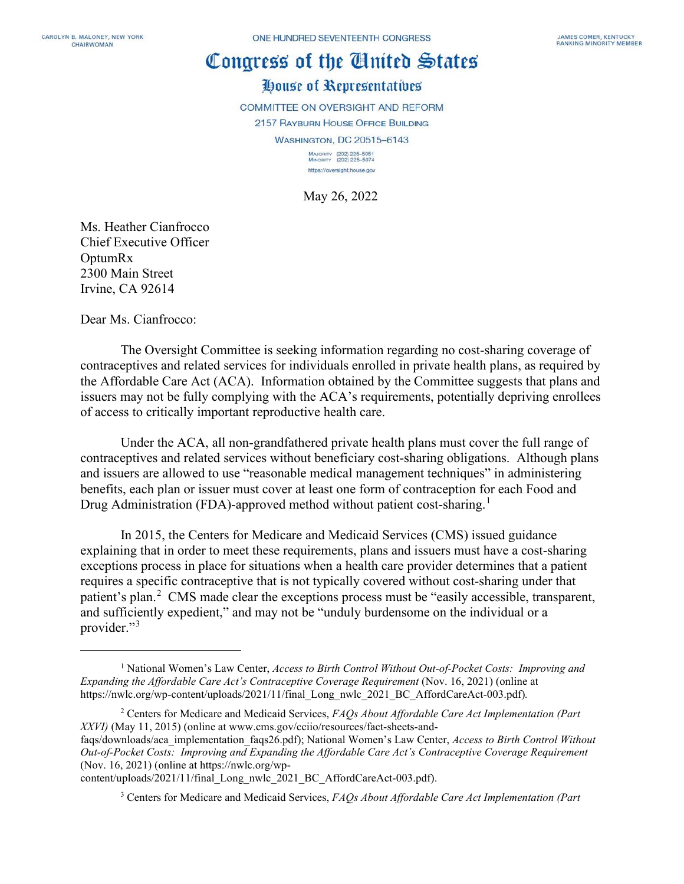CAROLYN B. MALONEY, NEW YORK
CHAIRWOMAN

ONE HUNDRED SEVENTEENTH CONGRESS

JAMES COMER, KENTUCKY
RANKING MINORITY MEMBER

# Congress of the United States

## House of Representatives

COMMITTEE ON OVERSIGHT AND REFORM
2157 RAYBURN HOUSE OFFICE BUILDING
WASHINGTON, DC 20515–6143

MAJORITY (202) 225–5051
MINORITY (202) 225–5074
https://oversight.house.gov

May 26, 2022

Ms. Heather Cianfrocco
Chief Executive Officer
OptumRx
2300 Main Street
Irvine, CA 92614

Dear Ms. Cianfrocco:

The Oversight Committee is seeking information regarding no cost-sharing coverage of contraceptives and related services for individuals enrolled in private health plans, as required by the Affordable Care Act (ACA). Information obtained by the Committee suggests that plans and issuers may not be fully complying with the ACA's requirements, potentially depriving enrollees of access to critically important reproductive health care.

Under the ACA, all non-grandfathered private health plans must cover the full range of contraceptives and related services without beneficiary cost-sharing obligations. Although plans and issuers are allowed to use "reasonable medical management techniques" in administering benefits, each plan or issuer must cover at least one form of contraception for each Food and Drug Administration (FDA)-approved method without patient cost-sharing.[1]

In 2015, the Centers for Medicare and Medicaid Services (CMS) issued guidance explaining that in order to meet these requirements, plans and issuers must have a cost-sharing exceptions process in place for situations when a health care provider determines that a patient requires a specific contraceptive that is not typically covered without cost-sharing under that patient's plan.[2] CMS made clear the exceptions process must be "easily accessible, transparent, and sufficiently expedient," and may not be "unduly burdensome on the individual or a provider."[3]

---

[1] National Women's Law Center, *Access to Birth Control Without Out-of-Pocket Costs: Improving and Expanding the Affordable Care Act's Contraceptive Coverage Requirement* (Nov. 16, 2021) (online at https://nwlc.org/wp-content/uploads/2021/11/final_Long_nwlc_2021_BC_AffordCareAct-003.pdf).

[2] Centers for Medicare and Medicaid Services, *FAQs About Affordable Care Act Implementation (Part XXVI)* (May 11, 2015) (online at www.cms.gov/cciio/resources/fact-sheets-and-faqs/downloads/aca_implementation_faqs26.pdf); National Women's Law Center, *Access to Birth Control Without Out-of-Pocket Costs: Improving and Expanding the Affordable Care Act's Contraceptive Coverage Requirement* (Nov. 16, 2021) (online at https://nwlc.org/wp-content/uploads/2021/11/final_Long_nwlc_2021_BC_AffordCareAct-003.pdf).

[3] Centers for Medicare and Medicaid Services, *FAQs About Affordable Care Act Implementation (Part*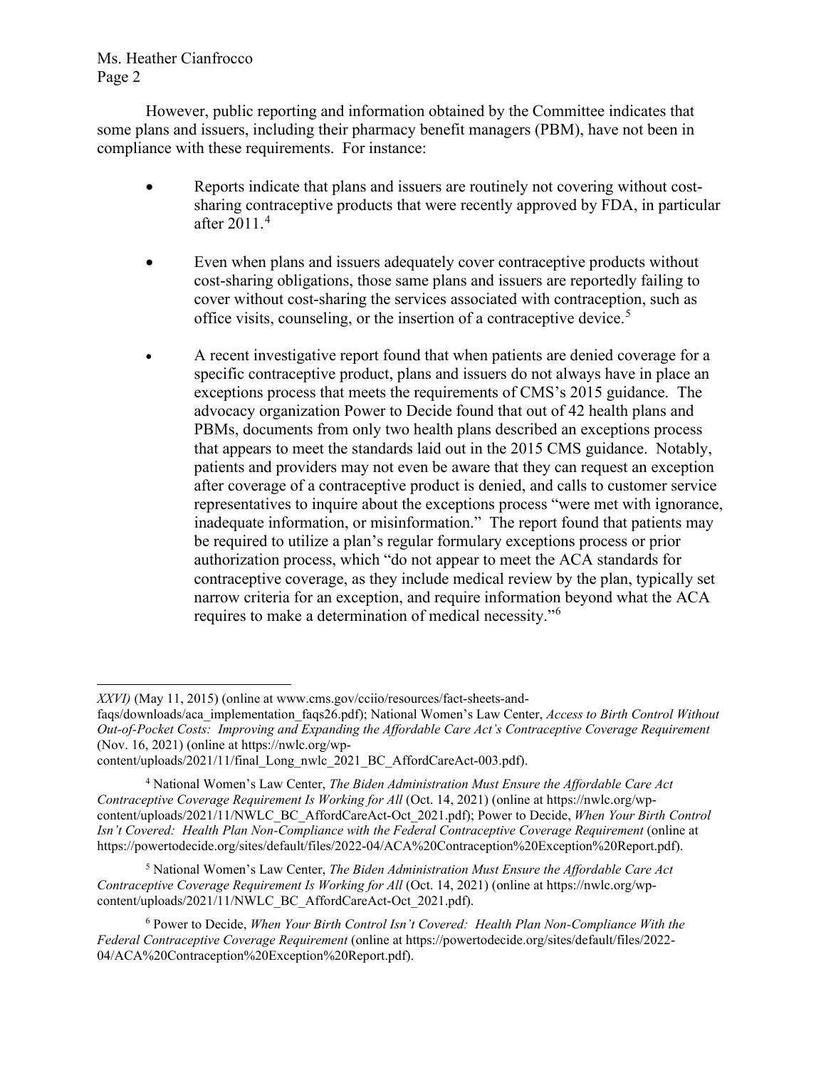However, public reporting and information obtained by the Committee indicates that some plans and issuers, including their pharmacy benefit managers (PBM), have not been in compliance with these requirements. For instance:

- Reports indicate that plans and issuers are routinely not covering without cost-sharing contraceptive products that were recently approved by FDA, in particular after 2011.[4]

- Even when plans and issuers adequately cover contraceptive products without cost-sharing obligations, those same plans and issuers are reportedly failing to cover without cost-sharing the services associated with contraception, such as office visits, counseling, or the insertion of a contraceptive device.[5]

- A recent investigative report found that when patients are denied coverage for a specific contraceptive product, plans and issuers do not always have in place an exceptions process that meets the requirements of CMS's 2015 guidance. The advocacy organization Power to Decide found that out of 42 health plans and PBMs, documents from only two health plans described an exceptions process that appears to meet the standards laid out in the 2015 CMS guidance. Notably, patients and providers may not even be aware that they can request an exception after coverage of a contraceptive product is denied, and calls to customer service representatives to inquire about the exceptions process "were met with ignorance, inadequate information, or misinformation." The report found that patients may be required to utilize a plan's regular formulary exceptions process or prior authorization process, which "do not appear to meet the ACA standards for contraceptive coverage, as they include medical review by the plan, typically set narrow criteria for an exception, and require information beyond what the ACA requires to make a determination of medical necessity."[6]

---

*XXVI)* (May 11, 2015) (online at www.cms.gov/cciio/resources/fact-sheets-and-faqs/downloads/aca_implementation_faqs26.pdf); National Women's Law Center, *Access to Birth Control Without Out-of-Pocket Costs: Improving and Expanding the Affordable Care Act's Contraceptive Coverage Requirement* (Nov. 16, 2021) (online at https://nwlc.org/wp-content/uploads/2021/11/final_Long_nwlc_2021_BC_AffordCareAct-003.pdf).

[4] National Women's Law Center, *The Biden Administration Must Ensure the Affordable Care Act Contraceptive Coverage Requirement Is Working for All* (Oct. 14, 2021) (online at https://nwlc.org/wp-content/uploads/2021/11/NWLC_BC_AffordCareAct-Oct_2021.pdf); Power to Decide, *When Your Birth Control Isn't Covered: Health Plan Non-Compliance with the Federal Contraceptive Coverage Requirement* (online at https://powertodecide.org/sites/default/files/2022-04/ACA%20Contraception%20Exception%20Report.pdf).

[5] National Women's Law Center, *The Biden Administration Must Ensure the Affordable Care Act Contraceptive Coverage Requirement Is Working for All* (Oct. 14, 2021) (online at https://nwlc.org/wp-content/uploads/2021/11/NWLC_BC_AffordCareAct-Oct_2021.pdf).

[6] Power to Decide, *When Your Birth Control Isn't Covered: Health Plan Non-Compliance With the Federal Contraceptive Coverage Requirement* (online at https://powertodecide.org/sites/default/files/2022-04/ACA%20Contraception%20Exception%20Report.pdf).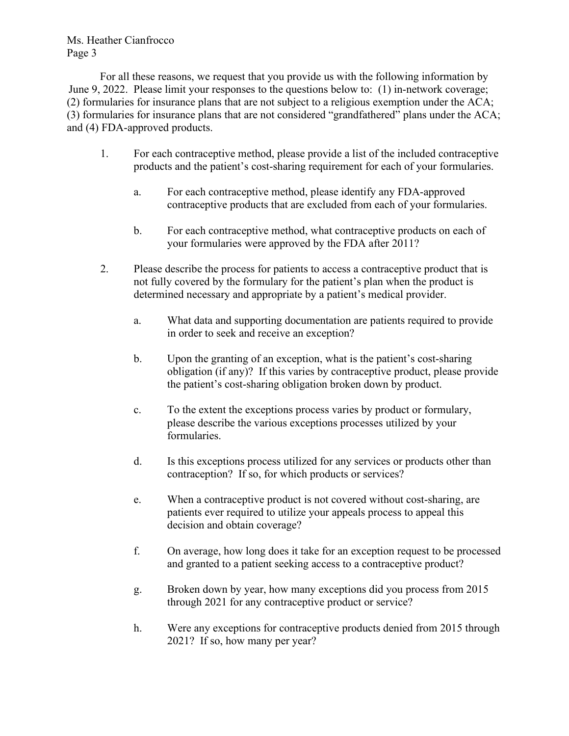For all these reasons, we request that you provide us with the following information by June 9, 2022. Please limit your responses to the questions below to: (1) in-network coverage; (2) formularies for insurance plans that are not subject to a religious exemption under the ACA; (3) formularies for insurance plans that are not considered "grandfathered" plans under the ACA; and (4) FDA-approved products.

1. For each contraceptive method, please provide a list of the included contraceptive products and the patient's cost-sharing requirement for each of your formularies.

   a. For each contraceptive method, please identify any FDA-approved contraceptive products that are excluded from each of your formularies.

   b. For each contraceptive method, what contraceptive products on each of your formularies were approved by the FDA after 2011?

2. Please describe the process for patients to access a contraceptive product that is not fully covered by the formulary for the patient's plan when the product is determined necessary and appropriate by a patient's medical provider.

   a. What data and supporting documentation are patients required to provide in order to seek and receive an exception?

   b. Upon the granting of an exception, what is the patient's cost-sharing obligation (if any)? If this varies by contraceptive product, please provide the patient's cost-sharing obligation broken down by product.

   c. To the extent the exceptions process varies by product or formulary, please describe the various exceptions processes utilized by your formularies.

   d. Is this exceptions process utilized for any services or products other than contraception? If so, for which products or services?

   e. When a contraceptive product is not covered without cost-sharing, are patients ever required to utilize your appeals process to appeal this decision and obtain coverage?

   f. On average, how long does it take for an exception request to be processed and granted to a patient seeking access to a contraceptive product?

   g. Broken down by year, how many exceptions did you process from 2015 through 2021 for any contraceptive product or service?

   h. Were any exceptions for contraceptive products denied from 2015 through 2021? If so, how many per year?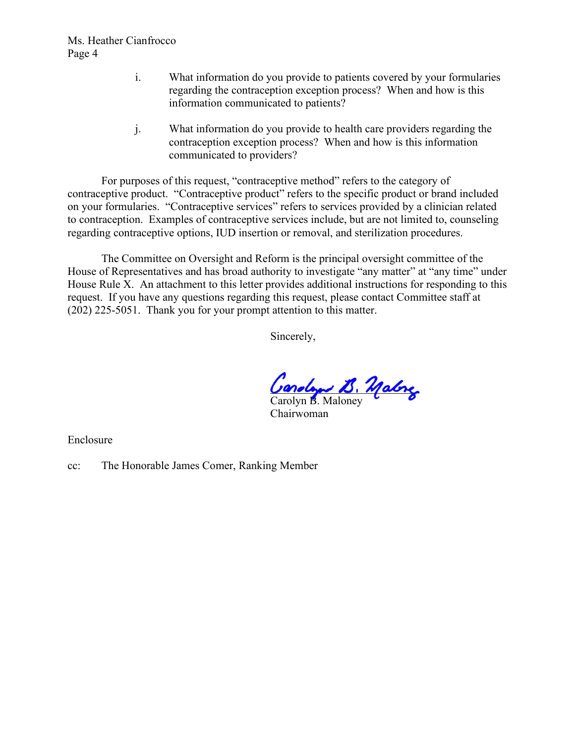Ms. Heather Cianfrocco

i. What information do you provide to patients covered by your formularies regarding the contraception exception process? When and how is this information communicated to patients?

j. What information do you provide to health care providers regarding the contraception exception process? When and how is this information communicated to providers?

For purposes of this request, "contraceptive method" refers to the category of contraceptive product. "Contraceptive product" refers to the specific product or brand included on your formularies. "Contraceptive services" refers to services provided by a clinician related to contraception. Examples of contraceptive services include, but are not limited to, counseling regarding contraceptive options, IUD insertion or removal, and sterilization procedures.

The Committee on Oversight and Reform is the principal oversight committee of the House of Representatives and has broad authority to investigate "any matter" at "any time" under House Rule X. An attachment to this letter provides additional instructions for responding to this request. If you have any questions regarding this request, please contact Committee staff at (202) 225-5051. Thank you for your prompt attention to this matter.

Sincerely,

Carolyn B. Maloney
Chairwoman

Enclosure

cc: The Honorable James Comer, Ranking Member